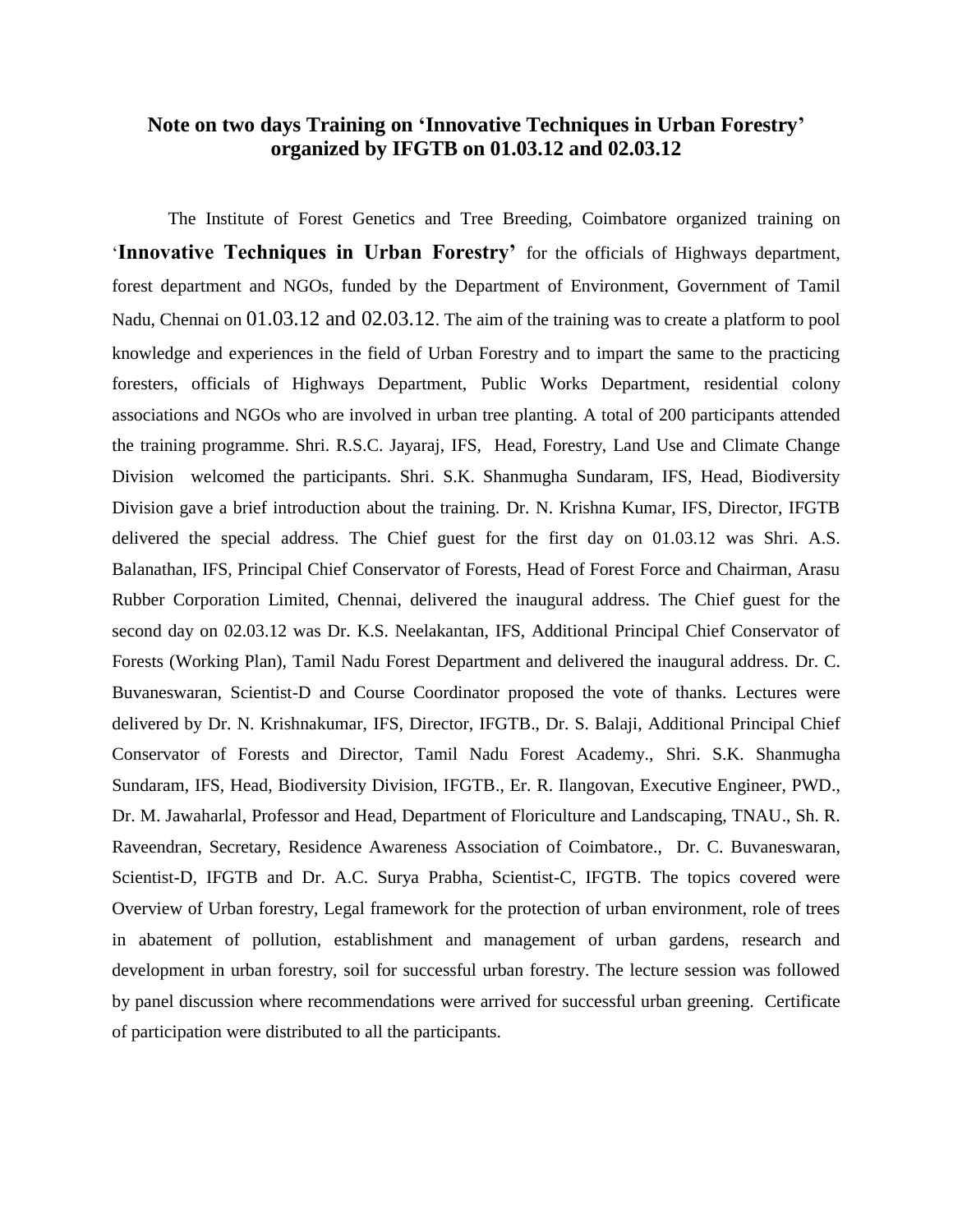**Note on two days Training on 'Innovative Techniques in Urban Forestry' organized by IFGTB on 01.03.12 and 02.03.12**

The Institute of Forest Genetics and Tree Breeding, Coimbatore organized training on '**Innovative Techniques in Urban Forestry'** for the officials of Highways department, forest department and NGOs, funded by the Department of Environment, Government of Tamil Nadu, Chennai on 01.03.12 and 02.03.12. The aim of the training was to create a platform to pool knowledge and experiences in the field of Urban Forestry and to impart the same to the practicing foresters, officials of Highways Department, Public Works Department, residential colony associations and NGOs who are involved in urban tree planting. A total of 200 participants attended the training programme. Shri. R.S.C. Jayaraj, IFS, Head, Forestry, Land Use and Climate Change Division welcomed the participants. Shri. S.K. Shanmugha Sundaram, IFS, Head, Biodiversity Division gave a brief introduction about the training. Dr. N. Krishna Kumar, IFS, Director, IFGTB delivered the special address. The Chief guest for the first day on 01.03.12 was Shri. A.S. Balanathan, IFS, Principal Chief Conservator of Forests, Head of Forest Force and Chairman, Arasu Rubber Corporation Limited, Chennai, delivered the inaugural address. The Chief guest for the second day on 02.03.12 was Dr. K.S. Neelakantan, IFS, Additional Principal Chief Conservator of Forests (Working Plan), Tamil Nadu Forest Department and delivered the inaugural address. Dr. C. Buvaneswaran, Scientist-D and Course Coordinator proposed the vote of thanks. Lectures were delivered by Dr. N. Krishnakumar, IFS, Director, IFGTB., Dr. S. Balaji, Additional Principal Chief Conservator of Forests and Director, Tamil Nadu Forest Academy., Shri. S.K. Shanmugha Sundaram, IFS, Head, Biodiversity Division, IFGTB., Er. R. Ilangovan, Executive Engineer, PWD., Dr. M. Jawaharlal, Professor and Head, Department of Floriculture and Landscaping, TNAU., Sh. R. Raveendran, Secretary, Residence Awareness Association of Coimbatore., Dr. C. Buvaneswaran, Scientist-D, IFGTB and Dr. A.C. Surya Prabha, Scientist-C, IFGTB. The topics covered were Overview of Urban forestry, Legal framework for the protection of urban environment, role of trees in abatement of pollution, establishment and management of urban gardens, research and development in urban forestry, soil for successful urban forestry. The lecture session was followed by panel discussion where recommendations were arrived for successful urban greening. Certificate of participation were distributed to all the participants.